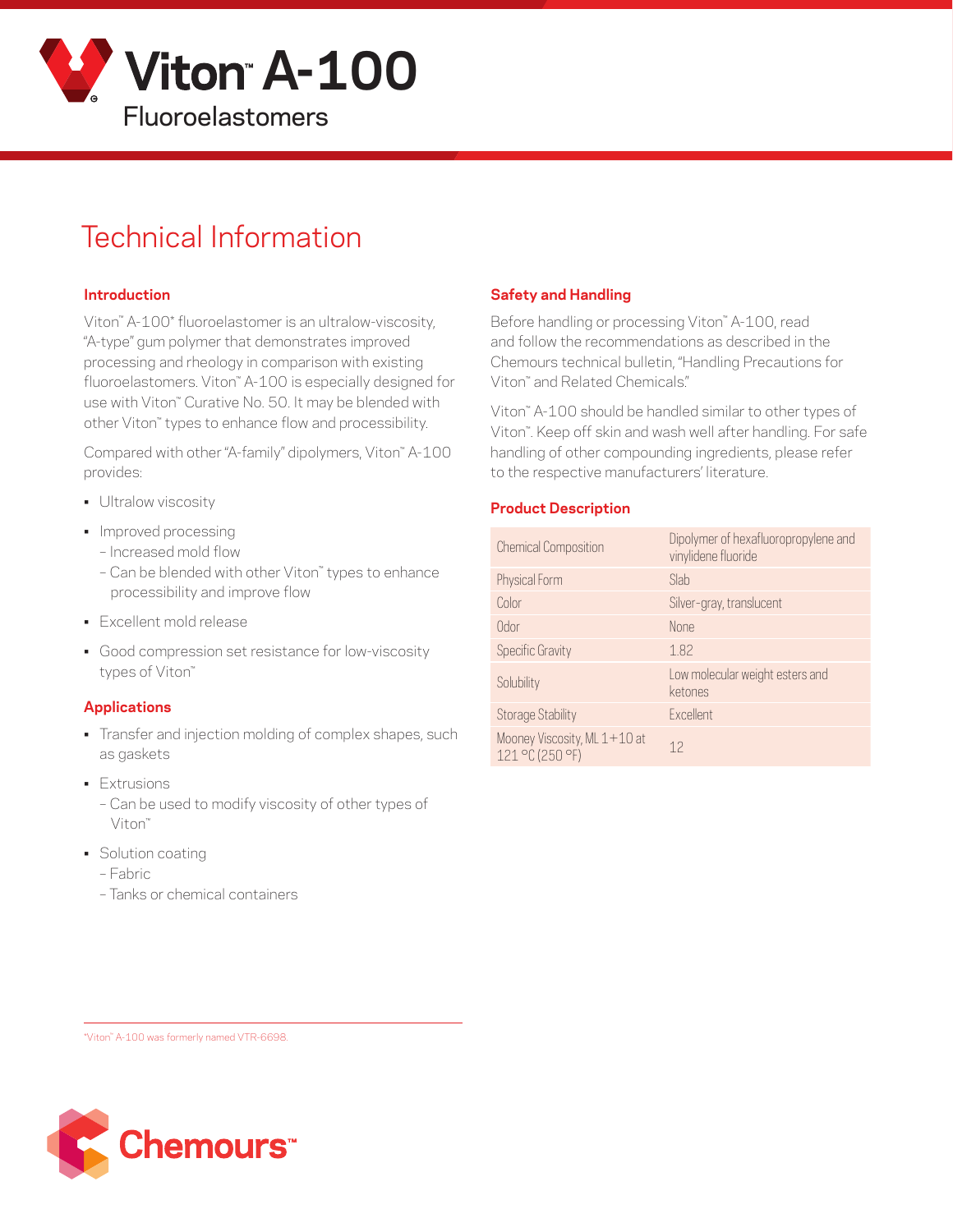# Viton™ A-100

Fluoroelastomers

## Technical Information

### Introduction

Viton™ A-100* fluoroelastomer is an ultralow-viscosity, "A-type" gum polymer that demonstrates improved processing and rheology in comparison with existing fluoroelastomers. Viton™ A-100 is especially designed for use with Viton™ Curative No. 50. It may be blended with other Viton™ types to enhance flow and processibility.

Compared with other "A-family" dipolymers, Viton™ A-100 provides:

- Ultralow viscosity
- Improved processing
  - Increased mold flow
  - Can be blended with other Viton™ types to enhance processibility and improve flow
- Excellent mold release
- Good compression set resistance for low-viscosity types of Viton™

### Applications

- Transfer and injection molding of complex shapes, such as gaskets
- Extrusions
  - Can be used to modify viscosity of other types of Viton™
- Solution coating
  - Fabric
  - Tanks or chemical containers

### Safety and Handling

Before handling or processing Viton™ A-100, read and follow the recommendations as described in the Chemours technical bulletin, "Handling Precautions for Viton™ and Related Chemicals."

Viton™ A-100 should be handled similar to other types of Viton™. Keep off skin and wash well after handling. For safe handling of other compounding ingredients, please refer to the respective manufacturers' literature.

### Product Description

| | |
|---|---|
| Chemical Composition | Dipolymer of hexafluoropropylene and vinylidene fluoride |
| Physical Form | Slab |
| Color | Silver-gray, translucent |
| Odor | None |
| Specific Gravity | 1.82 |
| Solubility | Low molecular weight esters and ketones |
| Storage Stability | Excellent |
| Mooney Viscosity, ML 1+10 at 121 °C (250 °F) | 12 |

*Viton™ A-100 was formerly named VTR-6698.

Chemours™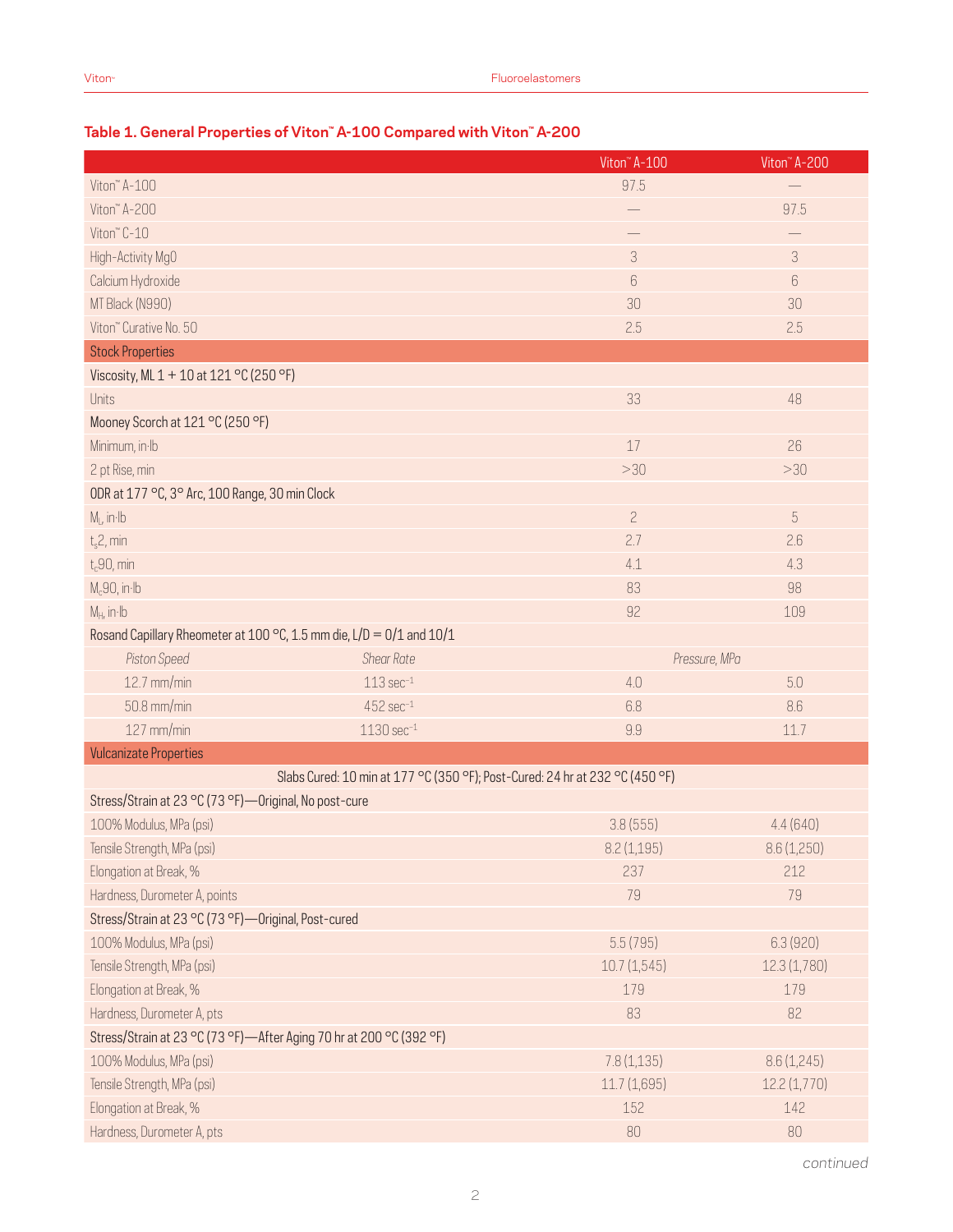### Table 1. General Properties of Viton™ A-100 Compared with Viton™ A-200

| | | Viton™ A-100 | Viton™ A-200 |
|---|---|---|---|
| Viton™ A-100 | | 97.5 | — |
| Viton™ A-200 | | — | 97.5 |
| Viton™ C-10 | | — | — |
| High-Activity MgO | | 3 | 3 |
| Calcium Hydroxide | | 6 | 6 |
| MT Black (N990) | | 30 | 30 |
| Viton™ Curative No. 50 | | 2.5 | 2.5 |
| **Stock Properties** | | | |
| Viscosity, ML 1 + 10 at 121 °C (250 °F) | | | |
| Units | | 33 | 48 |
| Mooney Scorch at 121 °C (250 °F) | | | |
| Minimum, in·lb | | 17 | 26 |
| 2 pt Rise, min | | >30 | >30 |
| ODR at 177 °C, 3° Arc, 100 Range, 30 min Clock | | | |
| $M_L$, in·lb | | 2 | 5 |
| $t_s2$, min | | 2.7 | 2.6 |
| $t_c90$, min | | 4.1 | 4.3 |
| $M_c90$, in·lb | | 83 | 98 |
| $M_H$, in·lb | | 92 | 109 |
| Rosand Capillary Rheometer at 100 °C, 1.5 mm die, L/D = 0/1 and 10/1 | | | |
| *Piston Speed* | *Shear Rate* | *Pressure, MPa* | |
| 12.7 mm/min | 113 $sec^{-1}$ | 4.0 | 5.0 |
| 50.8 mm/min | 452 $sec^{-1}$ | 6.8 | 8.6 |
| 127 mm/min | 1130 $sec^{-1}$ | 9.9 | 11.7 |
| **Vulcanizate Properties** | | | |
| Slabs Cured: 10 min at 177 °C (350 °F); Post-Cured: 24 hr at 232 °C (450 °F) | | | |
| Stress/Strain at 23 °C (73 °F)—Original, No post-cure | | | |
| 100% Modulus, MPa (psi) | | 3.8 (555) | 4.4 (640) |
| Tensile Strength, MPa (psi) | | 8.2 (1,195) | 8.6 (1,250) |
| Elongation at Break, % | | 237 | 212 |
| Hardness, Durometer A, points | | 79 | 79 |
| Stress/Strain at 23 °C (73 °F)—Original, Post-cured | | | |
| 100% Modulus, MPa (psi) | | 5.5 (795) | 6.3 (920) |
| Tensile Strength, MPa (psi) | | 10.7 (1,545) | 12.3 (1,780) |
| Elongation at Break, % | | 179 | 179 |
| Hardness, Durometer A, pts | | 83 | 82 |
| Stress/Strain at 23 °C (73 °F)—After Aging 70 hr at 200 °C (392 °F) | | | |
| 100% Modulus, MPa (psi) | | 7.8 (1,135) | 8.6 (1,245) |
| Tensile Strength, MPa (psi) | | 11.7 (1,695) | 12.2 (1,770) |
| Elongation at Break, % | | 152 | 142 |
| Hardness, Durometer A, pts | | 80 | 80 |

*continued*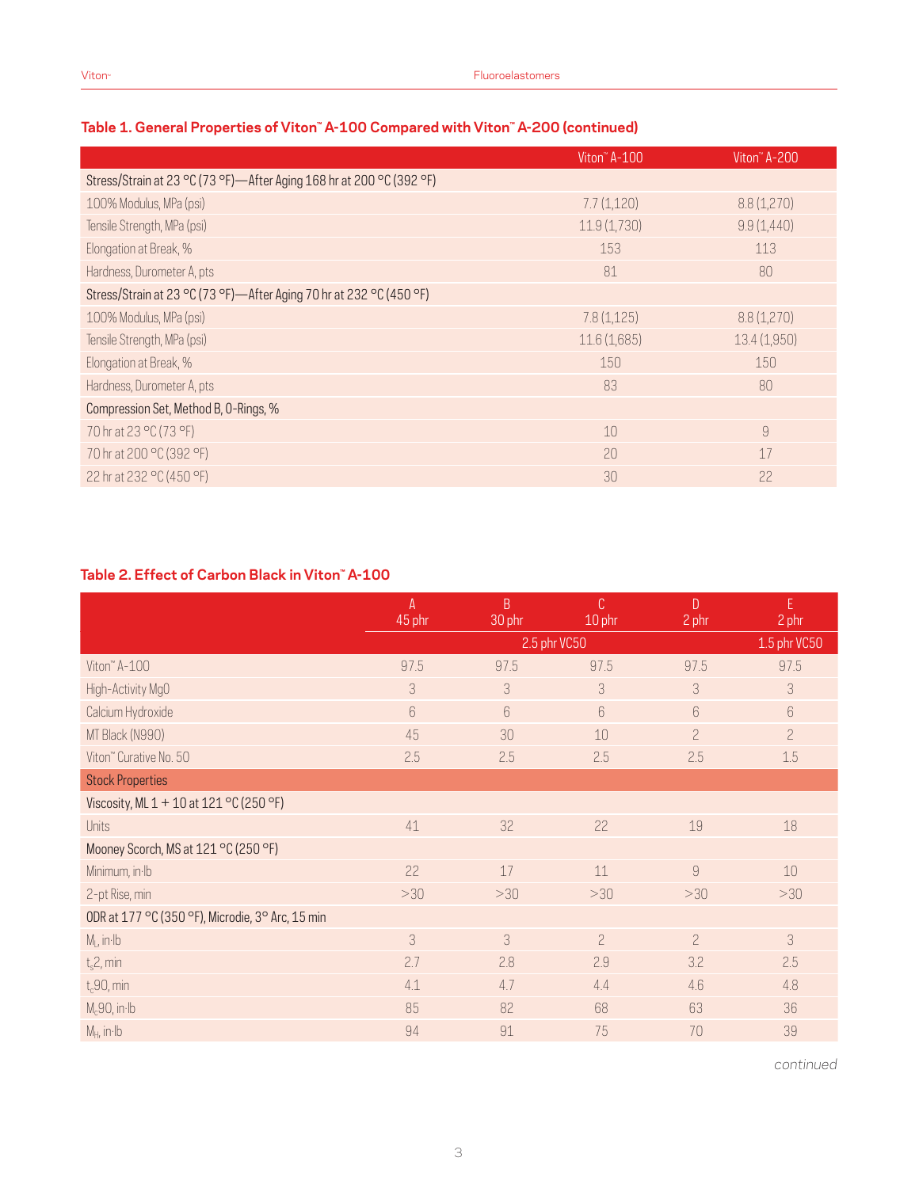## Table 1. General Properties of Viton™ A-100 Compared with Viton™ A-200 (continued)

| | Viton™ A-100 | Viton™ A-200 |
|---|---|---|
| Stress/Strain at 23 °C (73 °F)—After Aging 168 hr at 200 °C (392 °F) | | |
| 100% Modulus, MPa (psi) | 7.7 (1,120) | 8.8 (1,270) |
| Tensile Strength, MPa (psi) | 11.9 (1,730) | 9.9 (1,440) |
| Elongation at Break, % | 153 | 113 |
| Hardness, Durometer A, pts | 81 | 80 |
| Stress/Strain at 23 °C (73 °F)—After Aging 70 hr at 232 °C (450 °F) | | |
| 100% Modulus, MPa (psi) | 7.8 (1,125) | 8.8 (1,270) |
| Tensile Strength, MPa (psi) | 11.6 (1,685) | 13.4 (1,950) |
| Elongation at Break, % | 150 | 150 |
| Hardness, Durometer A, pts | 83 | 80 |
| Compression Set, Method B, O-Rings, % | | |
| 70 hr at 23 °C (73 °F) | 10 | 9 |
| 70 hr at 200 °C (392 °F) | 20 | 17 |
| 22 hr at 232 °C (450 °F) | 30 | 22 |

## Table 2. Effect of Carbon Black in Viton™ A-100

| | A<br>45 phr | B<br>30 phr | C<br>10 phr | D<br>2 phr | E<br>2 phr |
|---|---|---|---|---|---|
| | 2.5 phr VC50 | | | | 1.5 phr VC50 |
| Viton™ A-100 | 97.5 | 97.5 | 97.5 | 97.5 | 97.5 |
| High-Activity MgO | 3 | 3 | 3 | 3 | 3 |
| Calcium Hydroxide | 6 | 6 | 6 | 6 | 6 |
| MT Black (N990) | 45 | 30 | 10 | 2 | 2 |
| Viton™ Curative No. 50 | 2.5 | 2.5 | 2.5 | 2.5 | 1.5 |
| **Stock Properties** | | | | | |
| Viscosity, ML 1 + 10 at 121 °C (250 °F) | | | | | |
| Units | 41 | 32 | 22 | 19 | 18 |
| Mooney Scorch, MS at 121 °C (250 °F) | | | | | |
| Minimum, in·lb | 22 | 17 | 11 | 9 | 10 |
| 2-pt Rise, min | >30 | >30 | >30 | >30 | >30 |
| ODR at 177 °C (350 °F), Microdie, 3° Arc, 15 min | | | | | |
| $M_L$, in·lb | 3 | 3 | 2 | 2 | 3 |
| $t_s2$, min | 2.7 | 2.8 | 2.9 | 3.2 | 2.5 |
| $t_c90$, min | 4.1 | 4.7 | 4.4 | 4.6 | 4.8 |
| $M_c90$, in·lb | 85 | 82 | 68 | 63 | 36 |
| $M_H$, in·lb | 94 | 91 | 75 | 70 | 39 |

*continued*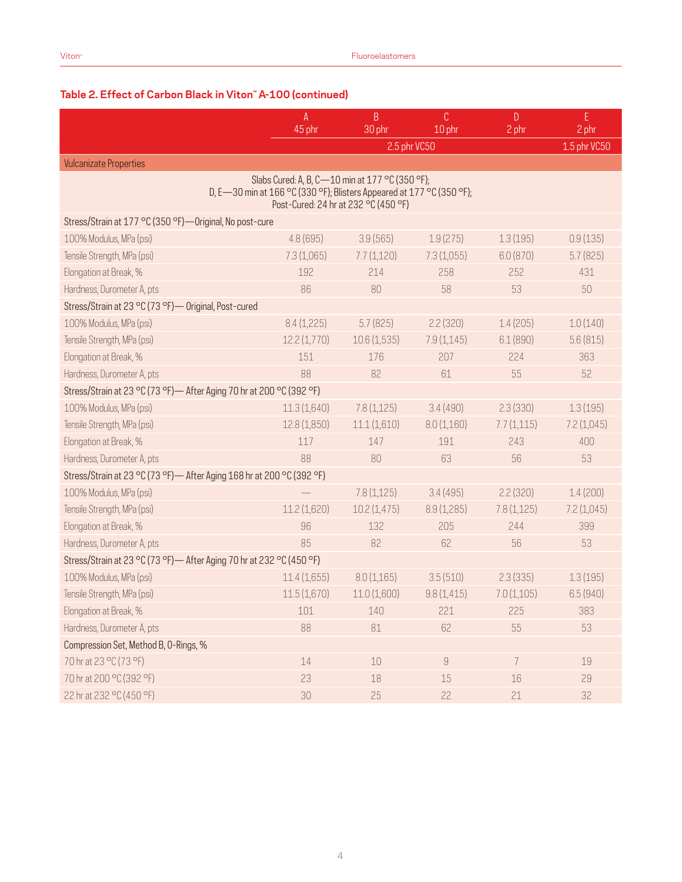## Table 2. Effect of Carbon Black in Viton™ A-100 (continued)

| | A<br>45 phr | B<br>30 phr | C<br>10 phr | D<br>2 phr | E<br>2 phr |
|---|---|---|---|---|---|
| | 2.5 phr VC50 | | | | 1.5 phr VC50 |
| **Vulcanizate Properties** | | | | | |
| Slabs Cured: A, B, C—10 min at 177 °C (350 °F); D, E—30 min at 166 °C (330 °F); Blisters Appeared at 177 °C (350 °F); Post-Cured: 24 hr at 232 °C (450 °F) | | | | | |
| **Stress/Strain at 177 °C (350 °F)—Original, No post-cure** | | | | | |
| 100% Modulus, MPa (psi) | 4.8 (695) | 3.9 (565) | 1.9 (275) | 1.3 (195) | 0.9 (135) |
| Tensile Strength, MPa (psi) | 7.3 (1,065) | 7.7 (1,120) | 7.3 (1,055) | 6.0 (870) | 5.7 (825) |
| Elongation at Break, % | 192 | 214 | 258 | 252 | 431 |
| Hardness, Durometer A, pts | 86 | 80 | 58 | 53 | 50 |
| **Stress/Strain at 23 °C (73 °F)— Original, Post-cured** | | | | | |
| 100% Modulus, MPa (psi) | 8.4 (1,225) | 5.7 (825) | 2.2 (320) | 1.4 (205) | 1.0 (140) |
| Tensile Strength, MPa (psi) | 12.2 (1,770) | 10.6 (1,535) | 7.9 (1,145) | 6.1 (890) | 5.6 (815) |
| Elongation at Break, % | 151 | 176 | 207 | 224 | 363 |
| Hardness, Durometer A, pts | 88 | 82 | 61 | 55 | 52 |
| **Stress/Strain at 23 °C (73 °F)— After Aging 70 hr at 200 °C (392 °F)** | | | | | |
| 100% Modulus, MPa (psi) | 11.3 (1,640) | 7.8 (1,125) | 3.4 (490) | 2.3 (330) | 1.3 (195) |
| Tensile Strength, MPa (psi) | 12.8 (1,850) | 11.1 (1,610) | 8.0 (1,160) | 7.7 (1,115) | 7.2 (1,045) |
| Elongation at Break, % | 117 | 147 | 191 | 243 | 400 |
| Hardness, Durometer A, pts | 88 | 80 | 63 | 56 | 53 |
| **Stress/Strain at 23 °C (73 °F)— After Aging 168 hr at 200 °C (392 °F)** | | | | | |
| 100% Modulus, MPa (psi) | — | 7.8 (1,125) | 3.4 (495) | 2.2 (320) | 1.4 (200) |
| Tensile Strength, MPa (psi) | 11.2 (1,620) | 10.2 (1,475) | 8.9 (1,285) | 7.8 (1,125) | 7.2 (1,045) |
| Elongation at Break, % | 96 | 132 | 205 | 244 | 399 |
| Hardness, Durometer A, pts | 85 | 82 | 62 | 56 | 53 |
| **Stress/Strain at 23 °C (73 °F)— After Aging 70 hr at 232 °C (450 °F)** | | | | | |
| 100% Modulus, MPa (psi) | 11.4 (1,655) | 8.0 (1,165) | 3.5 (510) | 2.3 (335) | 1.3 (195) |
| Tensile Strength, MPa (psi) | 11.5 (1,670) | 11.0 (1,600) | 9.8 (1,415) | 7.0 (1,105) | 6.5 (940) |
| Elongation at Break, % | 101 | 140 | 221 | 225 | 383 |
| Hardness, Durometer A, pts | 88 | 81 | 62 | 55 | 53 |
| **Compression Set, Method B, O-Rings, %** | | | | | |
| 70 hr at 23 °C (73 °F) | 14 | 10 | 9 | 7 | 19 |
| 70 hr at 200 °C (392 °F) | 23 | 18 | 15 | 16 | 29 |
| 22 hr at 232 °C (450 °F) | 30 | 25 | 22 | 21 | 32 |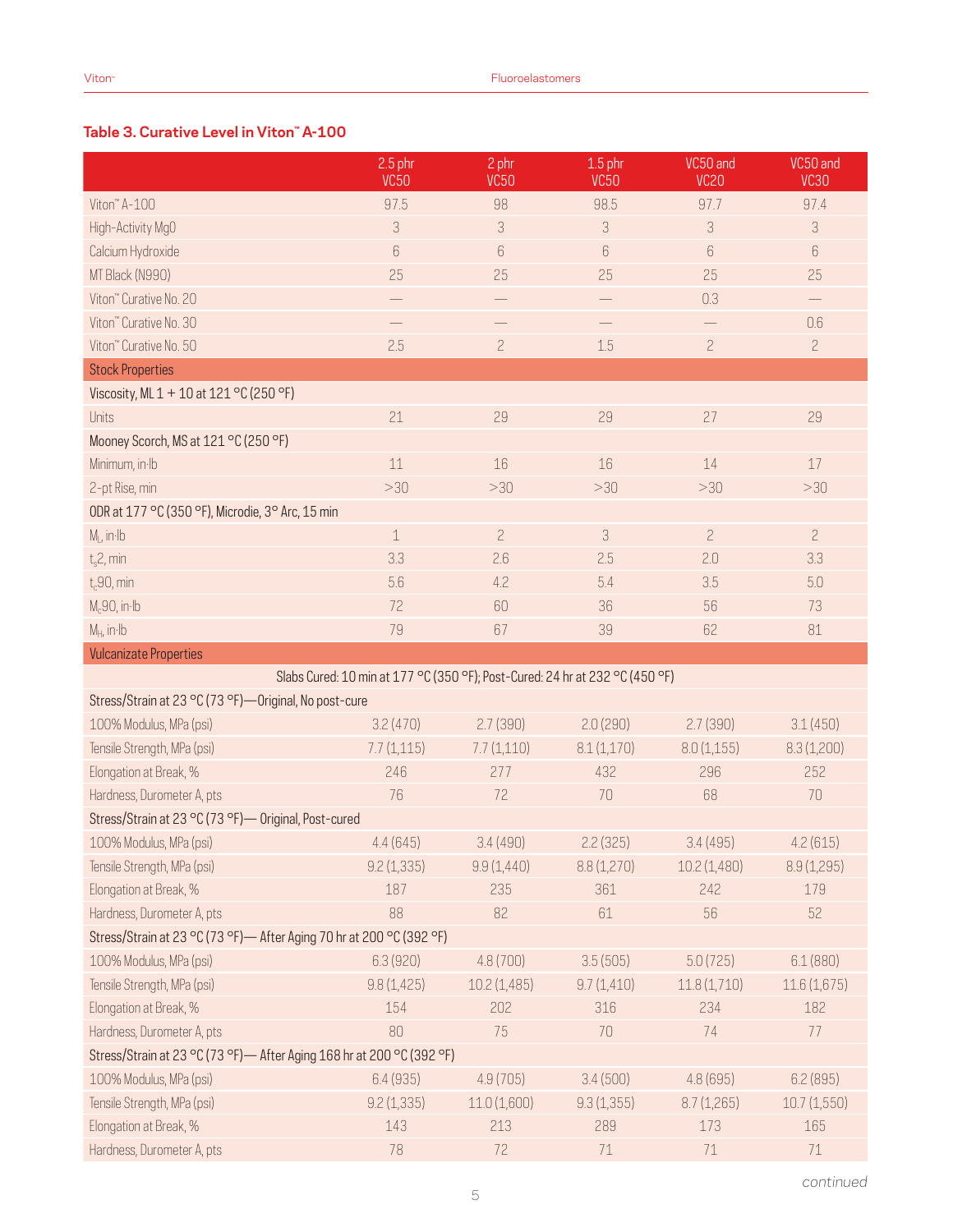## Table 3. Curative Level in Viton™ A-100

| | 2.5 phr VC50 | 2 phr VC50 | 1.5 phr VC50 | VC50 and VC20 | VC50 and VC30 |
|---|---|---|---|---|---|
| Viton™ A-100 | 97.5 | 98 | 98.5 | 97.7 | 97.4 |
| High-Activity MgO | 3 | 3 | 3 | 3 | 3 |
| Calcium Hydroxide | 6 | 6 | 6 | 6 | 6 |
| MT Black (N990) | 25 | 25 | 25 | 25 | 25 |
| Viton™ Curative No. 20 | — | — | — | 0.3 | — |
| Viton™ Curative No. 30 | — | — | — | — | 0.6 |
| Viton™ Curative No. 50 | 2.5 | 2 | 1.5 | 2 | 2 |
| **Stock Properties** | | | | | |
| Viscosity, ML 1 + 10 at 121 °C (250 °F) | | | | | |
| Units | 21 | 29 | 29 | 27 | 29 |
| Mooney Scorch, MS at 121 °C (250 °F) | | | | | |
| Minimum, in·lb | 11 | 16 | 16 | 14 | 17 |
| 2-pt Rise, min | >30 | >30 | >30 | >30 | >30 |
| ODR at 177 °C (350 °F), Microdie, 3° Arc, 15 min | | | | | |
| $M_L$, in·lb | 1 | 2 | 3 | 2 | 2 |
| $t_s2$, min | 3.3 | 2.6 | 2.5 | 2.0 | 3.3 |
| $t_c90$, min | 5.6 | 4.2 | 5.4 | 3.5 | 5.0 |
| $M_c90$, in·lb | 72 | 60 | 36 | 56 | 73 |
| $M_H$, in·lb | 79 | 67 | 39 | 62 | 81 |
| **Vulcanizate Properties** | | | | | |
| Slabs Cured: 10 min at 177 °C (350 °F); Post-Cured: 24 hr at 232 °C (450 °F) | | | | | |
| Stress/Strain at 23 °C (73 °F)—Original, No post-cure | | | | | |
| 100% Modulus, MPa (psi) | 3.2 (470) | 2.7 (390) | 2.0 (290) | 2.7 (390) | 3.1 (450) |
| Tensile Strength, MPa (psi) | 7.7 (1,115) | 7.7 (1,110) | 8.1 (1,170) | 8.0 (1,155) | 8.3 (1,200) |
| Elongation at Break, % | 246 | 277 | 432 | 296 | 252 |
| Hardness, Durometer A, pts | 76 | 72 | 70 | 68 | 70 |
| Stress/Strain at 23 °C (73 °F)— Original, Post-cured | | | | | |
| 100% Modulus, MPa (psi) | 4.4 (645) | 3.4 (490) | 2.2 (325) | 3.4 (495) | 4.2 (615) |
| Tensile Strength, MPa (psi) | 9.2 (1,335) | 9.9 (1,440) | 8.8 (1,270) | 10.2 (1,480) | 8.9 (1,295) |
| Elongation at Break, % | 187 | 235 | 361 | 242 | 179 |
| Hardness, Durometer A, pts | 88 | 82 | 61 | 56 | 52 |
| Stress/Strain at 23 °C (73 °F)— After Aging 70 hr at 200 °C (392 °F) | | | | | |
| 100% Modulus, MPa (psi) | 6.3 (920) | 4.8 (700) | 3.5 (505) | 5.0 (725) | 6.1 (880) |
| Tensile Strength, MPa (psi) | 9.8 (1,425) | 10.2 (1,485) | 9.7 (1,410) | 11.8 (1,710) | 11.6 (1,675) |
| Elongation at Break, % | 154 | 202 | 316 | 234 | 182 |
| Hardness, Durometer A, pts | 80 | 75 | 70 | 74 | 77 |
| Stress/Strain at 23 °C (73 °F)— After Aging 168 hr at 200 °C (392 °F) | | | | | |
| 100% Modulus, MPa (psi) | 6.4 (935) | 4.9 (705) | 3.4 (500) | 4.8 (695) | 6.2 (895) |
| Tensile Strength, MPa (psi) | 9.2 (1,335) | 11.0 (1,600) | 9.3 (1,355) | 8.7 (1,265) | 10.7 (1,550) |
| Elongation at Break, % | 143 | 213 | 289 | 173 | 165 |
| Hardness, Durometer A, pts | 78 | 72 | 71 | 71 | 71 |

*continued*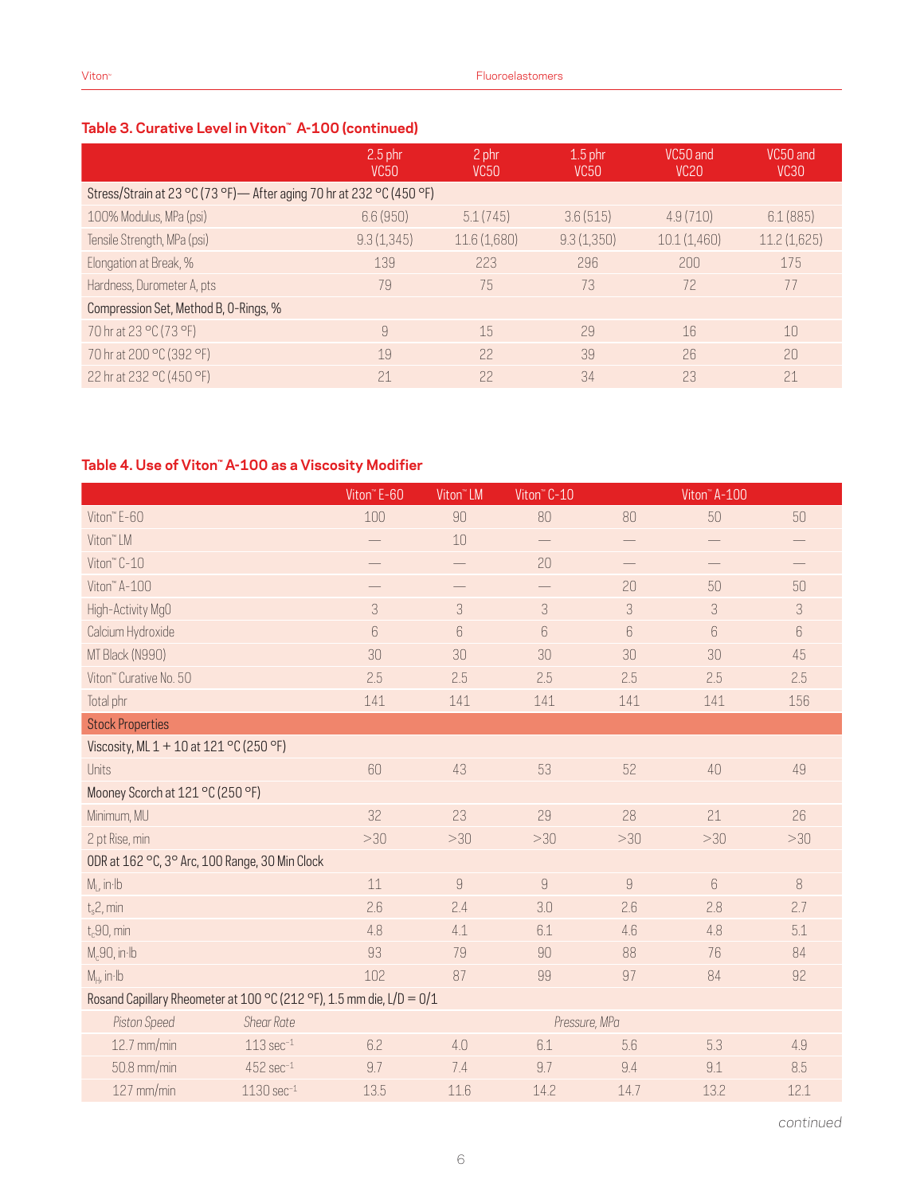## Table 3. Curative Level in Viton™ A-100 (continued)

| | 2.5 phr VC50 | 2 phr VC50 | 1.5 phr VC50 | VC50 and VC20 | VC50 and VC30 |
|---|---|---|---|---|---|
| Stress/Strain at 23 °C (73 °F)— After aging 70 hr at 232 °C (450 °F) | | | | | |
| 100% Modulus, MPa (psi) | 6.6 (950) | 5.1 (745) | 3.6 (515) | 4.9 (710) | 6.1 (885) |
| Tensile Strength, MPa (psi) | 9.3 (1,345) | 11.6 (1,680) | 9.3 (1,350) | 10.1 (1,460) | 11.2 (1,625) |
| Elongation at Break, % | 139 | 223 | 296 | 200 | 175 |
| Hardness, Durometer A, pts | 79 | 75 | 73 | 72 | 77 |
| Compression Set, Method B, O-Rings, % | | | | | |
| 70 hr at 23 °C (73 °F) | 9 | 15 | 29 | 16 | 10 |
| 70 hr at 200 °C (392 °F) | 19 | 22 | 39 | 26 | 20 |
| 22 hr at 232 °C (450 °F) | 21 | 22 | 34 | 23 | 21 |

## Table 4. Use of Viton™ A-100 as a Viscosity Modifier

| | | Viton™ E-60 | Viton™ LM | Viton™ C-10 | Viton™ A-100 | | |
|---|---|---|---|---|---|---|---|
| Viton™ E-60 | | 100 | 90 | 80 | 80 | 50 | 50 |
| Viton™ LM | | — | 10 | — | — | — | — |
| Viton™ C-10 | | — | — | 20 | — | — | — |
| Viton™ A-100 | | — | — | — | 20 | 50 | 50 |
| High-Activity MgO | | 3 | 3 | 3 | 3 | 3 | 3 |
| Calcium Hydroxide | | 6 | 6 | 6 | 6 | 6 | 6 |
| MT Black (N990) | | 30 | 30 | 30 | 30 | 30 | 45 |
| Viton™ Curative No. 50 | | 2.5 | 2.5 | 2.5 | 2.5 | 2.5 | 2.5 |
| Total phr | | 141 | 141 | 141 | 141 | 141 | 156 |
| **Stock Properties** | | | | | | | |
| Viscosity, ML 1 + 10 at 121 °C (250 °F) | | | | | | | |
| Units | | 60 | 43 | 53 | 52 | 40 | 49 |
| Mooney Scorch at 121 °C (250 °F) | | | | | | | |
| Minimum, MU | | 32 | 23 | 29 | 28 | 21 | 26 |
| 2 pt Rise, min | | >30 | >30 | >30 | >30 | >30 | >30 |
| ODR at 162 °C, 3° Arc, 100 Range, 30 Min Clock | | | | | | | |
| $M_L$, in·lb | | 11 | 9 | 9 | 9 | 6 | 8 |
| $t_s2$, min | | 2.6 | 2.4 | 3.0 | 2.6 | 2.8 | 2.7 |
| $t_c90$, min | | 4.8 | 4.1 | 6.1 | 4.6 | 4.8 | 5.1 |
| $M_c90$, in·lb | | 93 | 79 | 90 | 88 | 76 | 84 |
| $M_H$, in·lb | | 102 | 87 | 99 | 97 | 84 | 92 |
| Rosand Capillary Rheometer at 100 °C (212 °F), 1.5 mm die, L/D = 0/1 | | | | | | | |
| *Piston Speed* | *Shear Rate* | *Pressure, MPa* | | | | | |
| 12.7 mm/min | 113 $sec^{-1}$ | 6.2 | 4.0 | 6.1 | 5.6 | 5.3 | 4.9 |
| 50.8 mm/min | 452 $sec^{-1}$ | 9.7 | 7.4 | 9.7 | 9.4 | 9.1 | 8.5 |
| 127 mm/min | 1130 $sec^{-1}$ | 13.5 | 11.6 | 14.2 | 14.7 | 13.2 | 12.1 |

*continued*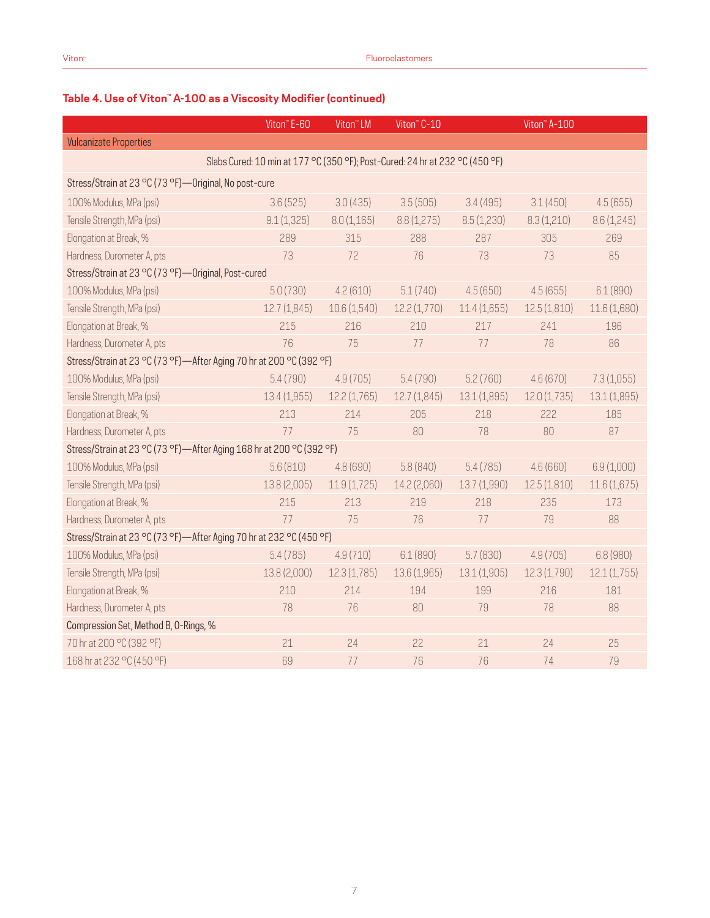## Table 4. Use of Viton™ A-100 as a Viscosity Modifier (continued)

| | Viton™ E-60 | Viton™ LM | Viton™ C-10 | | Viton™ A-100 | |
|---|---|---|---|---|---|---|
| **Vulcanizate Properties** | | | | | | |
| Slabs Cured: 10 min at 177 °C (350 °F); Post-Cured: 24 hr at 232 °C (450 °F) | | | | | | |
| **Stress/Strain at 23 °C (73 °F)—Original, No post-cure** | | | | | | |
| 100% Modulus, MPa (psi) | 3.6 (525) | 3.0 (435) | 3.5 (505) | 3.4 (495) | 3.1 (450) | 4.5 (655) |
| Tensile Strength, MPa (psi) | 9.1 (1,325) | 8.0 (1,165) | 8.8 (1,275) | 8.5 (1,230) | 8.3 (1,210) | 8.6 (1,245) |
| Elongation at Break, % | 289 | 315 | 288 | 287 | 305 | 269 |
| Hardness, Durometer A, pts | 73 | 72 | 76 | 73 | 73 | 85 |
| **Stress/Strain at 23 °C (73 °F)—Original, Post-cured** | | | | | | |
| 100% Modulus, MPa (psi) | 5.0 (730) | 4.2 (610) | 5.1 (740) | 4.5 (650) | 4.5 (655) | 6.1 (890) |
| Tensile Strength, MPa (psi) | 12.7 (1,845) | 10.6 (1,540) | 12.2 (1,770) | 11.4 (1,655) | 12.5 (1,810) | 11.6 (1,680) |
| Elongation at Break, % | 215 | 216 | 210 | 217 | 241 | 196 |
| Hardness, Durometer A, pts | 76 | 75 | 77 | 77 | 78 | 86 |
| **Stress/Strain at 23 °C (73 °F)—After Aging 70 hr at 200 °C (392 °F)** | | | | | | |
| 100% Modulus, MPa (psi) | 5.4 (790) | 4.9 (705) | 5.4 (790) | 5.2 (760) | 4.6 (670) | 7.3 (1,055) |
| Tensile Strength, MPa (psi) | 13.4 (1,955) | 12.2 (1,765) | 12.7 (1,845) | 13.1 (1,895) | 12.0 (1,735) | 13.1 (1,895) |
| Elongation at Break, % | 213 | 214 | 205 | 218 | 222 | 185 |
| Hardness, Durometer A, pts | 77 | 75 | 80 | 78 | 80 | 87 |
| **Stress/Strain at 23 °C (73 °F)—After Aging 168 hr at 200 °C (392 °F)** | | | | | | |
| 100% Modulus, MPa (psi) | 5.6 (810) | 4.8 (690) | 5.8 (840) | 5.4 (785) | 4.6 (660) | 6.9 (1,000) |
| Tensile Strength, MPa (psi) | 13.8 (2,005) | 11.9 (1,725) | 14.2 (2,060) | 13.7 (1,990) | 12.5 (1,810) | 11.6 (1,675) |
| Elongation at Break, % | 215 | 213 | 219 | 218 | 235 | 173 |
| Hardness, Durometer A, pts | 77 | 75 | 76 | 77 | 79 | 88 |
| **Stress/Strain at 23 °C (73 °F)—After Aging 70 hr at 232 °C (450 °F)** | | | | | | |
| 100% Modulus, MPa (psi) | 5.4 (785) | 4.9 (710) | 6.1 (890) | 5.7 (830) | 4.9 (705) | 6.8 (980) |
| Tensile Strength, MPa (psi) | 13.8 (2,000) | 12.3 (1,785) | 13.6 (1,965) | 13.1 (1,905) | 12.3 (1,790) | 12.1 (1,755) |
| Elongation at Break, % | 210 | 214 | 194 | 199 | 216 | 181 |
| Hardness, Durometer A, pts | 78 | 76 | 80 | 79 | 78 | 88 |
| **Compression Set, Method B, O-Rings, %** | | | | | | |
| 70 hr at 200 °C (392 °F) | 21 | 24 | 22 | 21 | 24 | 25 |
| 168 hr at 232 °C (450 °F) | 69 | 77 | 76 | 76 | 74 | 79 |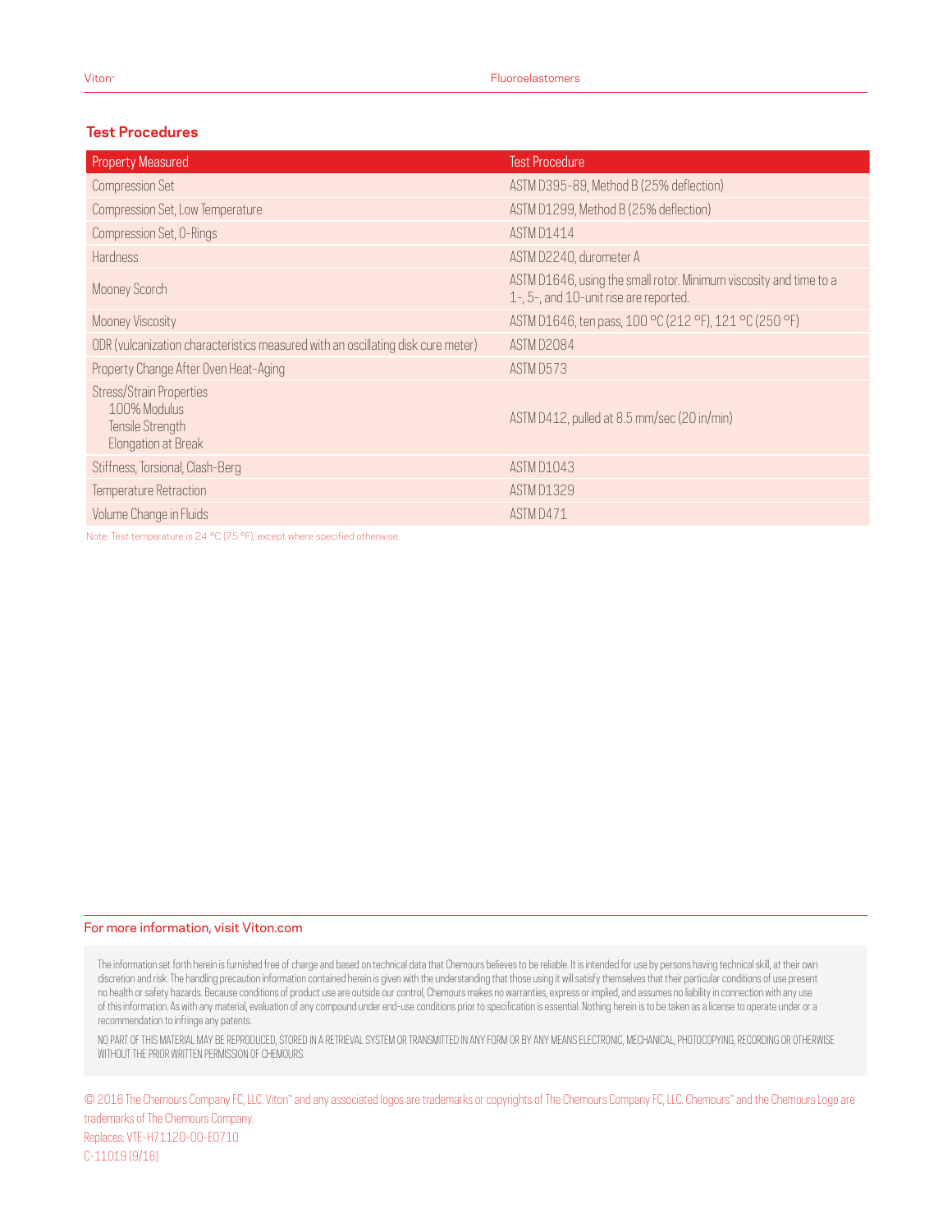## Test Procedures

| Property Measured | Test Procedure |
|---|---|
| Compression Set | ASTM D395-89, Method B (25% deflection) |
| Compression Set, Low Temperature | ASTM D1299, Method B (25% deflection) |
| Compression Set, O-Rings | ASTM D1414 |
| Hardness | ASTM D2240, durometer A |
| Mooney Scorch | ASTM D1646, using the small rotor. Minimum viscosity and time to a 1-, 5-, and 10-unit rise are reported. |
| Mooney Viscosity | ASTM D1646, ten pass, 100 °C (212 °F), 121 °C (250 °F) |
| ODR (vulcanization characteristics measured with an oscillating disk cure meter) | ASTM D2084 |
| Property Change After Oven Heat-Aging | ASTM D573 |
| Stress/Strain Properties<br>100% Modulus<br>Tensile Strength<br>Elongation at Break | ASTM D412, pulled at 8.5 mm/sec (20 in/min) |
| Stiffness, Torsional, Clash-Berg | ASTM D1043 |
| Temperature Retraction | ASTM D1329 |
| Volume Change in Fluids | ASTM D471 |

Note: Test temperature is 24 °C (75 °F), except where specified otherwise.

For more information, visit Viton.com

The information set forth herein is furnished free of charge and based on technical data that Chemours believes to be reliable. It is intended for use by persons having technical skill, at their own discretion and risk. The handling precaution information contained herein is given with the understanding that those using it will satisfy themselves that their particular conditions of use present no health or safety hazards. Because conditions of product use are outside our control, Chemours makes no warranties, express or implied, and assumes no liability in connection with any use of this information. As with any material, evaluation of any compound under end-use conditions prior to specification is essential. Nothing herein is to be taken as a license to operate under or a recommendation to infringe any patents.

NO PART OF THIS MATERIAL MAY BE REPRODUCED, STORED IN A RETRIEVAL SYSTEM OR TRANSMITTED IN ANY FORM OR BY ANY MEANS ELECTRONIC, MECHANICAL, PHOTOCOPYING, RECORDING OR OTHERWISE WITHOUT THE PRIOR WRITTEN PERMISSION OF CHEMOURS.

© 2016 The Chemours Company FC, LLC. Viton™ and any associated logos are trademarks or copyrights of The Chemours Company FC, LLC. Chemours™ and the Chemours Logo are trademarks of The Chemours Company.

Replaces: VTE-H71120-00-E0710

C-11019 (9/16)